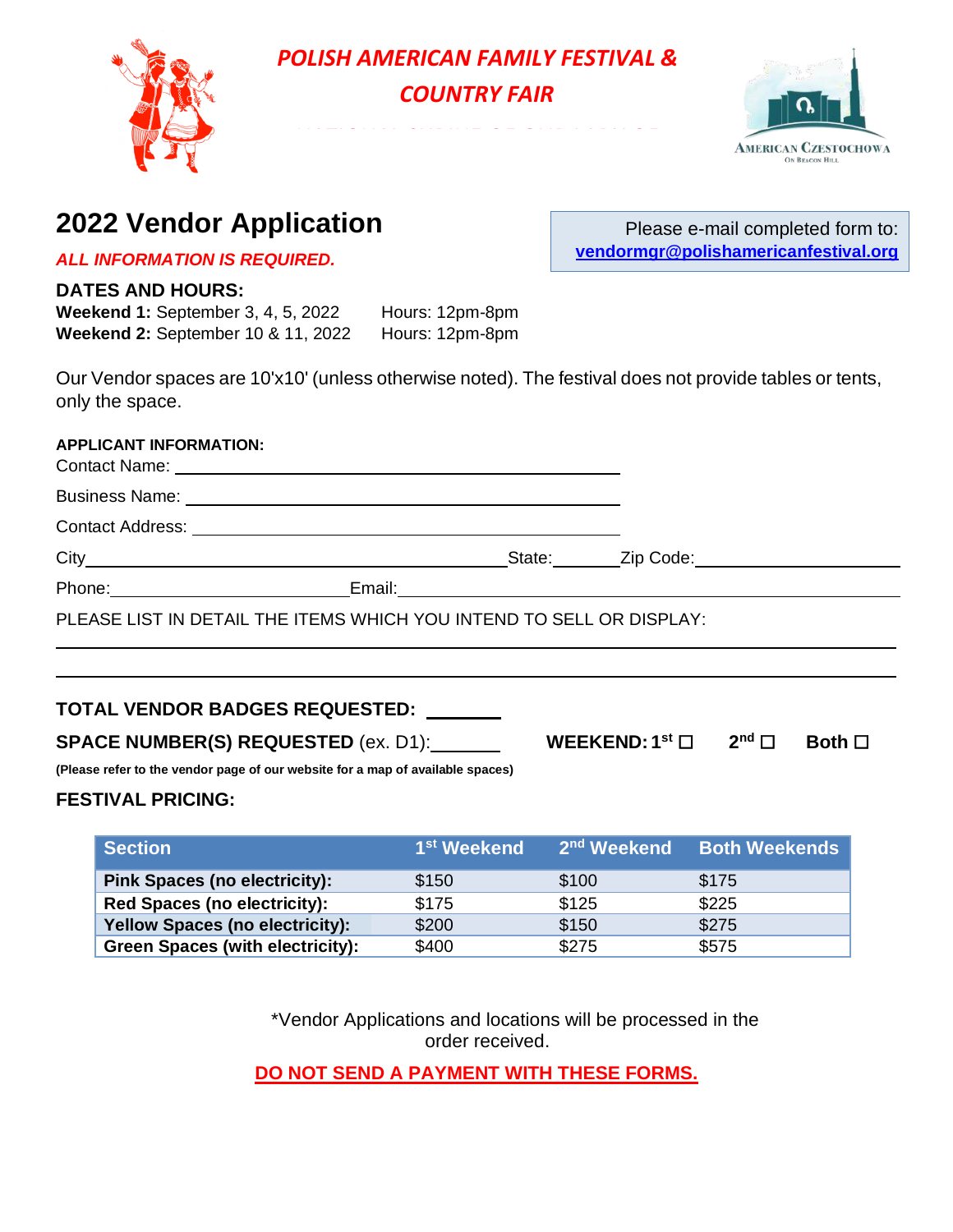# *POLISH AMERICAN FAMILY FESTIVAL & COUNTRY FAIR*

AMERICAN CZESTOCHOWA
ON BEACON HILL

## 2022 Vendor Application

Please e-mail completed form to: **vendormgr@polishamericanfestival.org**

***ALL INFORMATION IS REQUIRED.***

**DATES AND HOURS:**

**Weekend 1:** September 3, 4, 5, 2022 Hours: 12pm-8pm
**Weekend 2:** September 10 & 11, 2022 Hours: 12pm-8pm

Our Vendor spaces are 10'x10' (unless otherwise noted). The festival does not provide tables or tents, only the space.

**APPLICANT INFORMATION:**

Contact Name: ______________________________

Business Name: ______________________________

Contact Address: ______________________________

City______________________________ State:________ Zip Code:______________________

Phone:______________________ Email:______________________________

PLEASE LIST IN DETAIL THE ITEMS WHICH YOU INTEND TO SELL OR DISPLAY:

______________________________________________________________

______________________________________________________________

**TOTAL VENDOR BADGES REQUESTED:** ________

**SPACE NUMBER(S) REQUESTED** (ex. D1):________ **WEEKEND: 1st ☐ 2nd ☐ Both ☐**

**(Please refer to the vendor page of our website for a map of available spaces)**

**FESTIVAL PRICING:**

| Section | 1st Weekend | 2nd Weekend | Both Weekends |
|---|---|---|---|
| **Pink Spaces (no electricity):** | $150 | $100 | $175 |
| **Red Spaces (no electricity):** | $175 | $125 | $225 |
| **Yellow Spaces (no electricity):** | $200 | $150 | $275 |
| **Green Spaces (with electricity):** | $400 | $275 | $575 |

*Vendor Applications and locations will be processed in the order received.

**DO NOT SEND A PAYMENT WITH THESE FORMS.**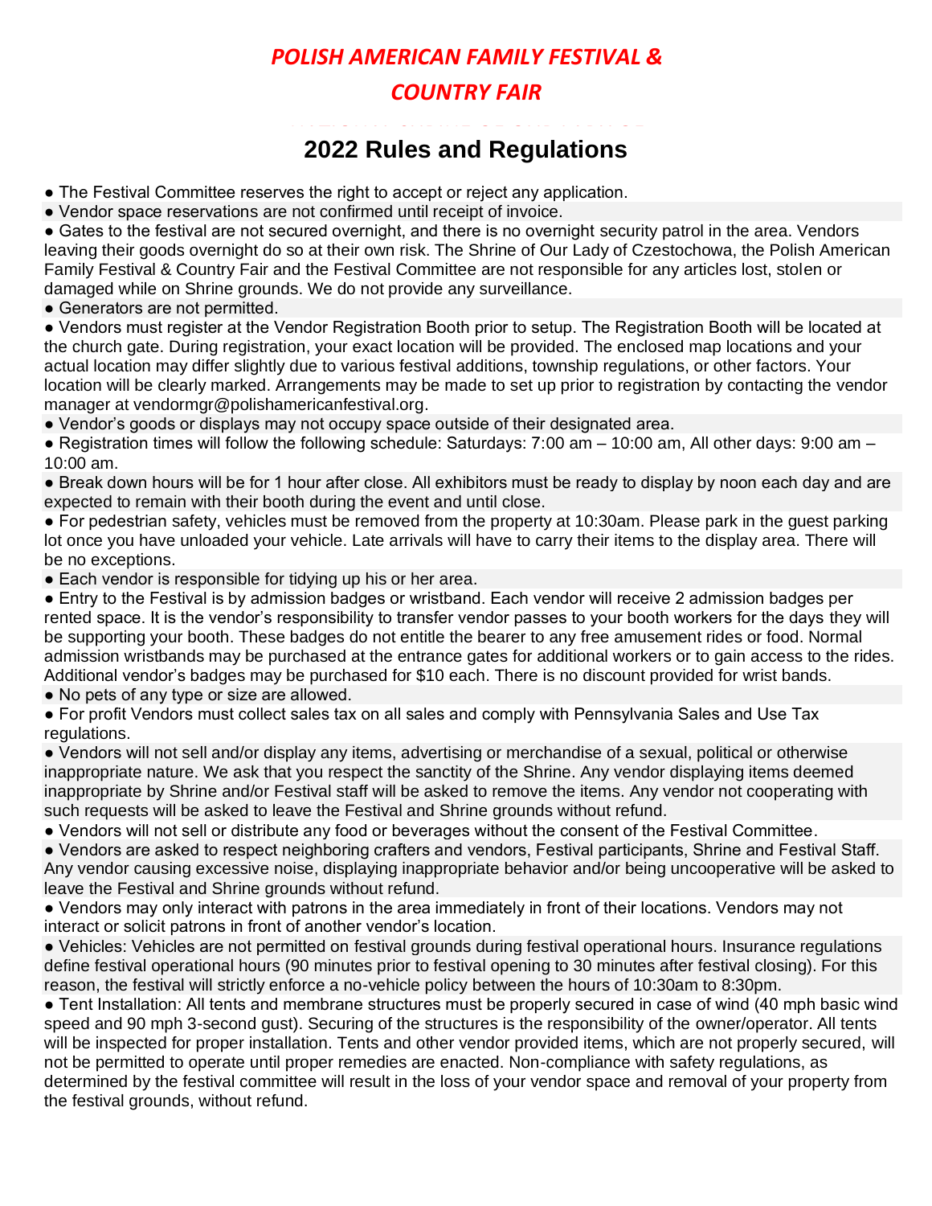# POLISH AMERICAN FAMILY FESTIVAL & COUNTRY FAIR

## 2022 Rules and Regulations

- The Festival Committee reserves the right to accept or reject any application.
- Vendor space reservations are not confirmed until receipt of invoice.
- Gates to the festival are not secured overnight, and there is no overnight security patrol in the area. Vendors leaving their goods overnight do so at their own risk. The Shrine of Our Lady of Czestochowa, the Polish American Family Festival & Country Fair and the Festival Committee are not responsible for any articles lost, stolen or damaged while on Shrine grounds. We do not provide any surveillance.
- Generators are not permitted.
- Vendors must register at the Vendor Registration Booth prior to setup. The Registration Booth will be located at the church gate. During registration, your exact location will be provided. The enclosed map locations and your actual location may differ slightly due to various festival additions, township regulations, or other factors. Your location will be clearly marked. Arrangements may be made to set up prior to registration by contacting the vendor manager at vendormgr@polishamericanfestival.org.
- Vendor's goods or displays may not occupy space outside of their designated area.
- Registration times will follow the following schedule: Saturdays: 7:00 am – 10:00 am, All other days: 9:00 am – 10:00 am.
- Break down hours will be for 1 hour after close. All exhibitors must be ready to display by noon each day and are expected to remain with their booth during the event and until close.
- For pedestrian safety, vehicles must be removed from the property at 10:30am. Please park in the guest parking lot once you have unloaded your vehicle. Late arrivals will have to carry their items to the display area. There will be no exceptions.
- Each vendor is responsible for tidying up his or her area.
- Entry to the Festival is by admission badges or wristband. Each vendor will receive 2 admission badges per rented space. It is the vendor's responsibility to transfer vendor passes to your booth workers for the days they will be supporting your booth. These badges do not entitle the bearer to any free amusement rides or food. Normal admission wristbands may be purchased at the entrance gates for additional workers or to gain access to the rides. Additional vendor's badges may be purchased for $10 each. There is no discount provided for wrist bands.
- No pets of any type or size are allowed.
- For profit Vendors must collect sales tax on all sales and comply with Pennsylvania Sales and Use Tax regulations.
- Vendors will not sell and/or display any items, advertising or merchandise of a sexual, political or otherwise inappropriate nature. We ask that you respect the sanctity of the Shrine. Any vendor displaying items deemed inappropriate by Shrine and/or Festival staff will be asked to remove the items. Any vendor not cooperating with such requests will be asked to leave the Festival and Shrine grounds without refund.
- Vendors will not sell or distribute any food or beverages without the consent of the Festival Committee.
- Vendors are asked to respect neighboring crafters and vendors, Festival participants, Shrine and Festival Staff. Any vendor causing excessive noise, displaying inappropriate behavior and/or being uncooperative will be asked to leave the Festival and Shrine grounds without refund.
- Vendors may only interact with patrons in the area immediately in front of their locations. Vendors may not interact or solicit patrons in front of another vendor's location.
- Vehicles: Vehicles are not permitted on festival grounds during festival operational hours. Insurance regulations define festival operational hours (90 minutes prior to festival opening to 30 minutes after festival closing). For this reason, the festival will strictly enforce a no-vehicle policy between the hours of 10:30am to 8:30pm.
- Tent Installation: All tents and membrane structures must be properly secured in case of wind (40 mph basic wind speed and 90 mph 3-second gust). Securing of the structures is the responsibility of the owner/operator. All tents will be inspected for proper installation. Tents and other vendor provided items, which are not properly secured, will not be permitted to operate until proper remedies are enacted. Non-compliance with safety regulations, as determined by the festival committee will result in the loss of your vendor space and removal of your property from the festival grounds, without refund.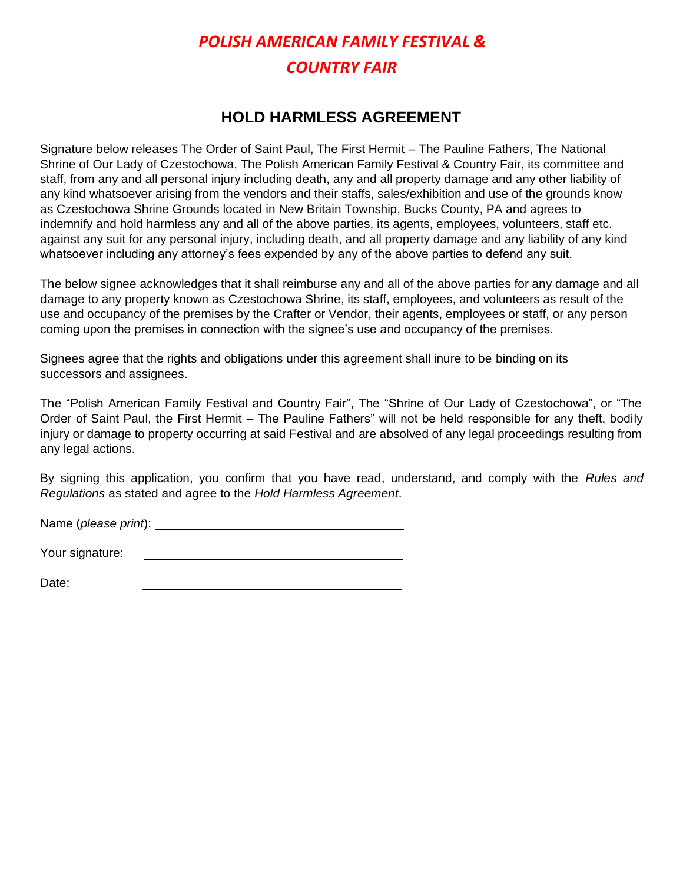# POLISH AMERICAN FAMILY FESTIVAL & COUNTRY FAIR

## HOLD HARMLESS AGREEMENT

Signature below releases The Order of Saint Paul, The First Hermit – The Pauline Fathers, The National Shrine of Our Lady of Czestochowa, The Polish American Family Festival & Country Fair, its committee and staff, from any and all personal injury including death, any and all property damage and any other liability of any kind whatsoever arising from the vendors and their staffs, sales/exhibition and use of the grounds know as Czestochowa Shrine Grounds located in New Britain Township, Bucks County, PA and agrees to indemnify and hold harmless any and all of the above parties, its agents, employees, volunteers, staff etc. against any suit for any personal injury, including death, and all property damage and any liability of any kind whatsoever including any attorney's fees expended by any of the above parties to defend any suit.

The below signee acknowledges that it shall reimburse any and all of the above parties for any damage and all damage to any property known as Czestochowa Shrine, its staff, employees, and volunteers as result of the use and occupancy of the premises by the Crafter or Vendor, their agents, employees or staff, or any person coming upon the premises in connection with the signee's use and occupancy of the premises.

Signees agree that the rights and obligations under this agreement shall inure to be binding on its successors and assignees.

The "Polish American Family Festival and Country Fair", The "Shrine of Our Lady of Czestochowa", or "The Order of Saint Paul, the First Hermit – The Pauline Fathers" will not be held responsible for any theft, bodily injury or damage to property occurring at said Festival and are absolved of any legal proceedings resulting from any legal actions.

By signing this application, you confirm that you have read, understand, and comply with the *Rules and Regulations* as stated and agree to the *Hold Harmless Agreement*.

Name (*please print*): ____________________________________

Your signature: ____________________________________

Date: ____________________________________